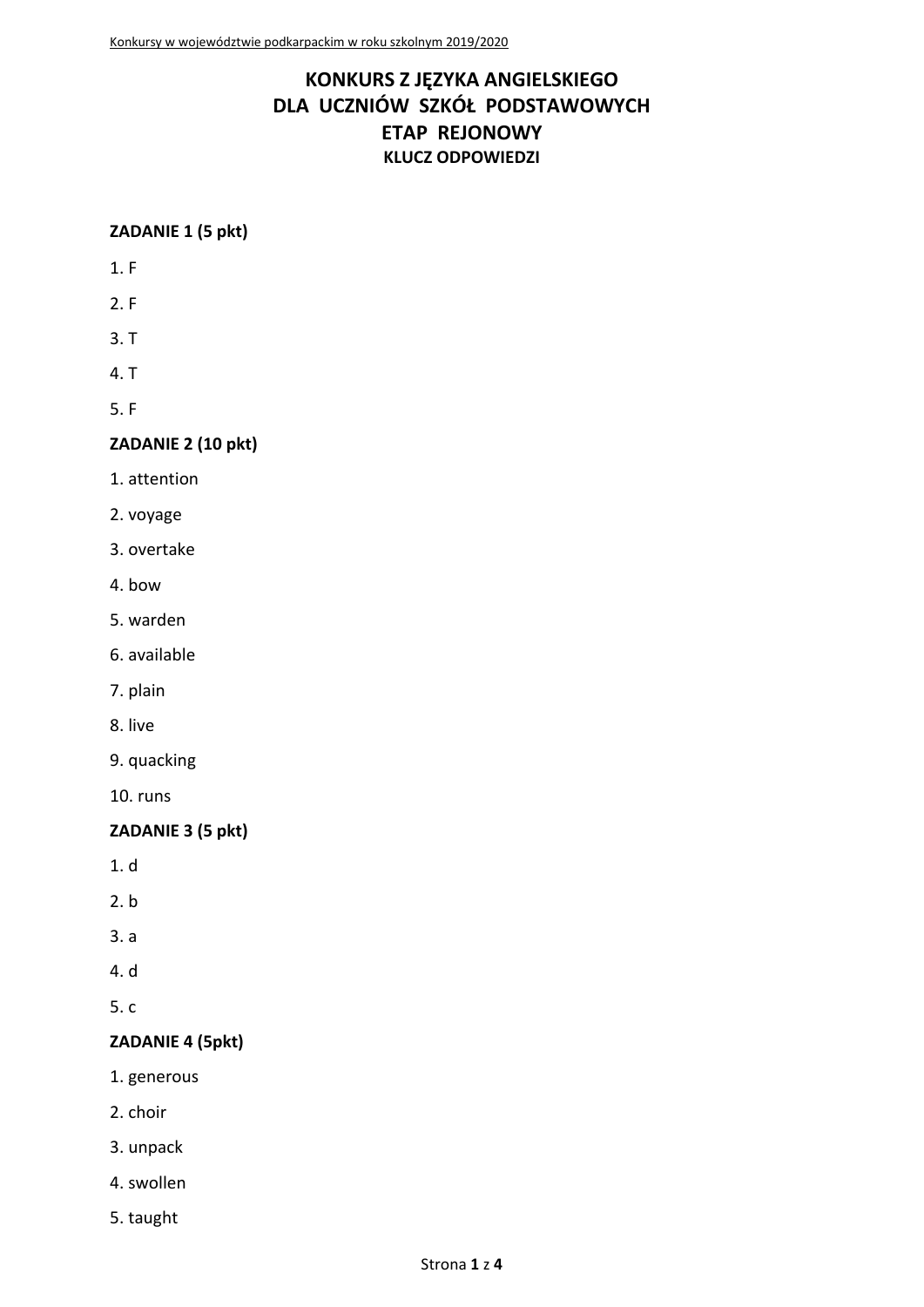# KONKURS Z JĘZYKA ANGIELSKIEGO DLA UCZNIÓW SZKÓŁ PODSTAWOWYCH ETAP REJONOWY

### KLUCZ ODPOWIEDZI

**ZADANIE 1 (5 pkt)**

1. F
2. F
3. T
4. T
5. F

**ZADANIE 2 (10 pkt)**

1. attention
2. voyage
3. overtake
4. bow
5. warden
6. available
7. plain
8. live
9. quacking
10. runs

**ZADANIE 3 (5 pkt)**

1. d
2. b
3. a
4. d
5. c

**ZADANIE 4 (5pkt)**

1. generous
2. choir
3. unpack
4. swollen
5. taught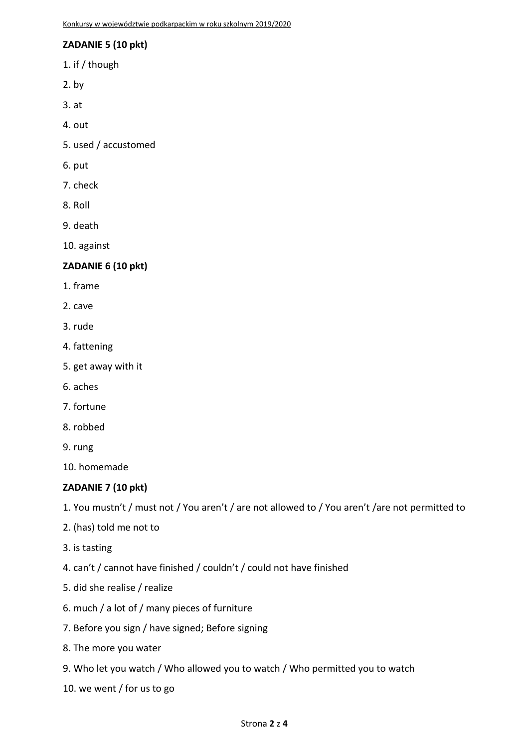**ZADANIE 5 (10 pkt)**

1. if / though
2. by
3. at
4. out
5. used / accustomed
6. put
7. check
8. Roll
9. death
10. against

**ZADANIE 6 (10 pkt)**

1. frame
2. cave
3. rude
4. fattening
5. get away with it
6. aches
7. fortune
8. robbed
9. rung
10. homemade

**ZADANIE 7 (10 pkt)**

1. You mustn't / must not / You aren't / are not allowed to / You aren't /are not permitted to
2. (has) told me not to
3. is tasting
4. can't / cannot have finished / couldn't / could not have finished
5. did she realise / realize
6. much / a lot of / many pieces of furniture
7. Before you sign / have signed; Before signing
8. The more you water
9. Who let you watch / Who allowed you to watch / Who permitted you to watch
10. we went / for us to go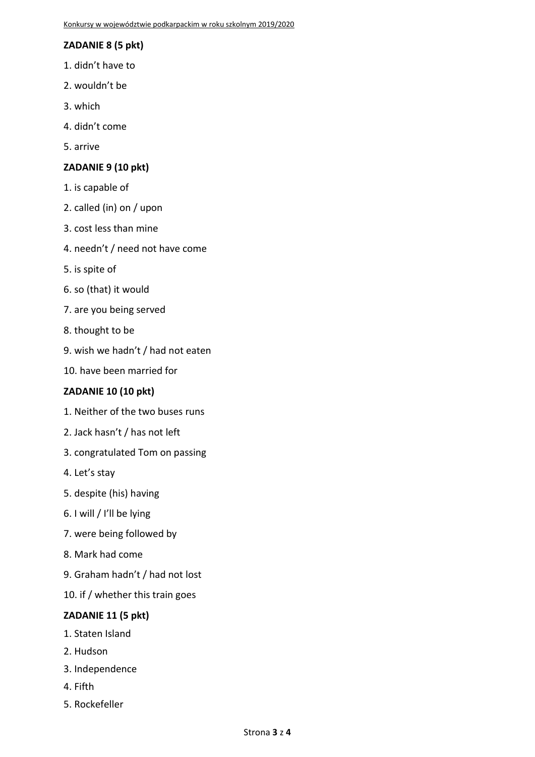**ZADANIE 8 (5 pkt)**

1. didn't have to
2. wouldn't be
3. which
4. didn't come
5. arrive

**ZADANIE 9 (10 pkt)**

1. is capable of
2. called (in) on / upon
3. cost less than mine
4. needn't / need not have come
5. is spite of
6. so (that) it would
7. are you being served
8. thought to be
9. wish we hadn't / had not eaten
10. have been married for

**ZADANIE 10 (10 pkt)**

1. Neither of the two buses runs
2. Jack hasn't / has not left
3. congratulated Tom on passing
4. Let's stay
5. despite (his) having
6. I will / I'll be lying
7. were being followed by
8. Mark had come
9. Graham hadn't / had not lost
10. if / whether this train goes

**ZADANIE 11 (5 pkt)**

1. Staten Island
2. Hudson
3. Independence
4. Fifth
5. Rockefeller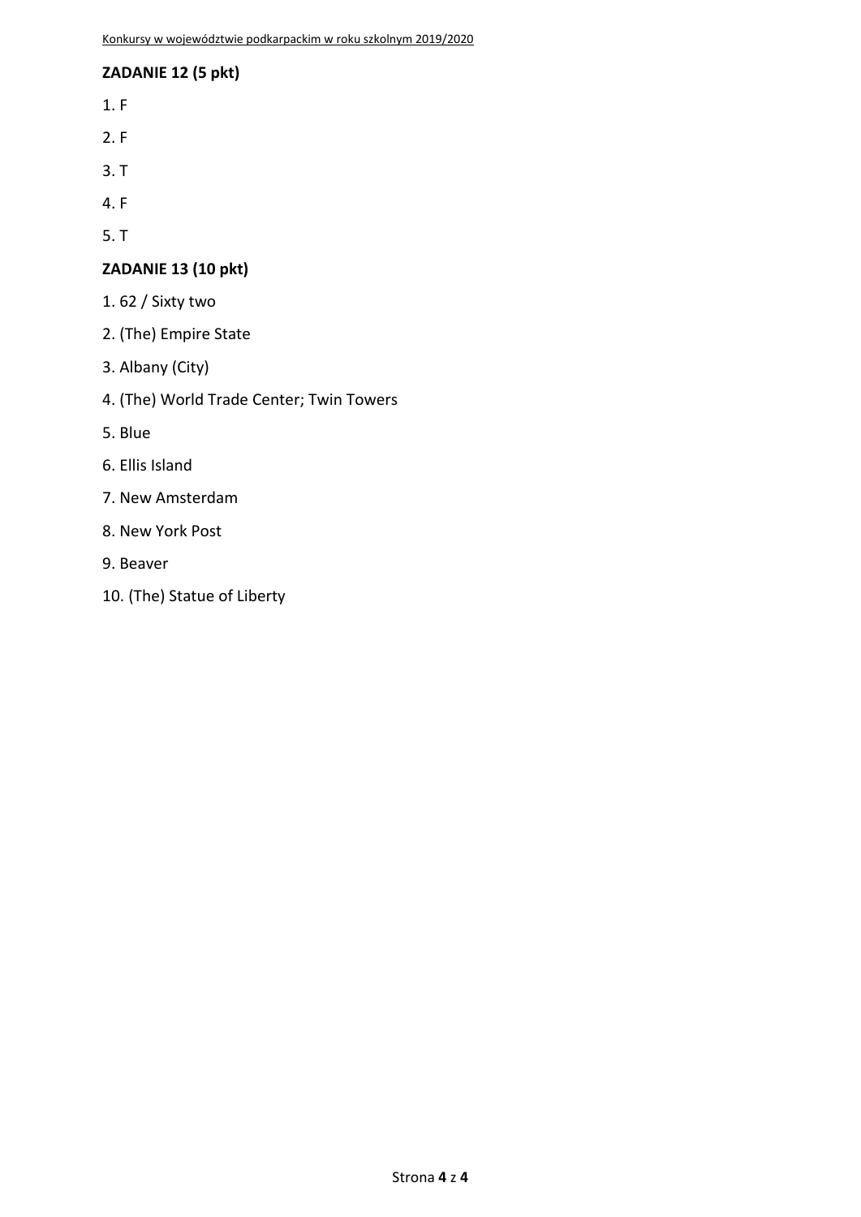**ZADANIE 12 (5 pkt)**

1. F

2. F

3. T

4. F

5. T

**ZADANIE 13 (10 pkt)**

1. 62 / Sixty two

2. (The) Empire State

3. Albany (City)

4. (The) World Trade Center; Twin Towers

5. Blue

6. Ellis Island

7. New Amsterdam

8. New York Post

9. Beaver

10. (The) Statue of Liberty